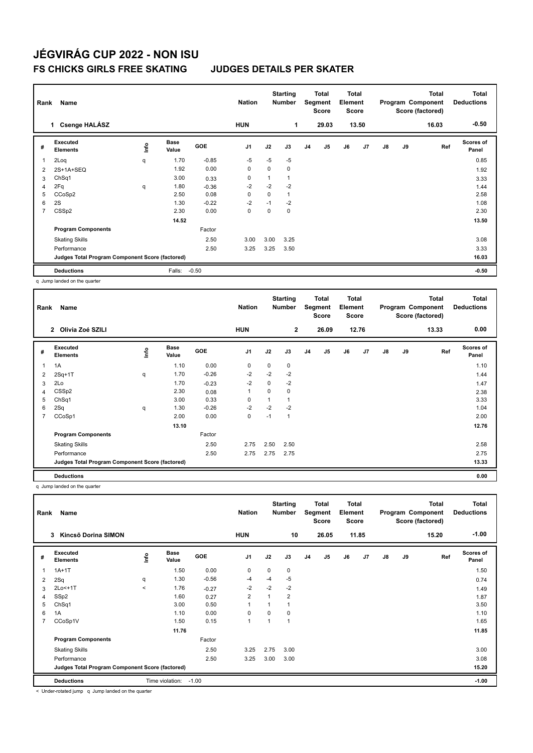# JÉGVIRÁG CUP 2022 - NON ISU

## FS CHICKS GIRLS FREE SKATING JUDGES DETAILS PER SKATER

| Rank | Name | Nation | Starting Number | Total Segment Score | Total Element Score | Total Program Component Score (factored) | Total Deductions |
|---|---|---|---|---|---|---|---|
| 1 | Csenge HALÁSZ | HUN | 1 | 29.03 | 13.50 | 16.03 | -0.50 |

| # | Executed Elements | Info | Base Value | GOE | J1 | J2 | J3 | J4 | J5 | J6 | J7 | J8 | J9 | Ref | Scores of Panel |
|---|---|---|---|---|---|---|---|---|---|---|---|---|---|---|---|
| 1 | 2Loq | q | 1.70 | -0.85 | -5 | -5 | -5 | | | | | | | | 0.85 |
| 2 | 2S+1A+SEQ | | 1.92 | 0.00 | 0 | 0 | 0 | | | | | | | | 1.92 |
| 3 | ChSq1 | | 3.00 | 0.33 | 0 | 1 | 1 | | | | | | | | 3.33 |
| 4 | 2Fq | q | 1.80 | -0.36 | -2 | -2 | -2 | | | | | | | | 1.44 |
| 5 | CCoSp2 | | 2.50 | 0.08 | 0 | 0 | 1 | | | | | | | | 2.58 |
| 6 | 2S | | 1.30 | -0.22 | -2 | -1 | -2 | | | | | | | | 1.08 |
| 7 | CSSp2 | | 2.30 | 0.00 | 0 | 0 | 0 | | | | | | | | 2.30 |
| | | | 14.52 | | | | | | | | | | | | 13.50 |
| | Program Components | | | Factor | | | | | | | | | | | |
| | Skating Skills | | | 2.50 | 3.00 | 3.00 | 3.25 | | | | | | | | 3.08 |
| | Performance | | | 2.50 | 3.25 | 3.25 | 3.50 | | | | | | | | 3.33 |
| | Judges Total Program Component Score (factored) | | | | | | | | | | | | | | 16.03 |
| | Deductions | | Falls: | -0.50 | | | | | | | | | | | -0.50 |

q Jump landed on the quarter

| Rank | Name | Nation | Starting Number | Total Segment Score | Total Element Score | Total Program Component Score (factored) | Total Deductions |
|---|---|---|---|---|---|---|---|
| 2 | Olivia Zoé SZILI | HUN | 2 | 26.09 | 12.76 | 13.33 | 0.00 |

| # | Executed Elements | Info | Base Value | GOE | J1 | J2 | J3 | J4 | J5 | J6 | J7 | J8 | J9 | Ref | Scores of Panel |
|---|---|---|---|---|---|---|---|---|---|---|---|---|---|---|---|
| 1 | 1A | | 1.10 | 0.00 | 0 | 0 | 0 | | | | | | | | 1.10 |
| 2 | 2Sq+1T | q | 1.70 | -0.26 | -2 | -2 | -2 | | | | | | | | 1.44 |
| 3 | 2Lo | | 1.70 | -0.23 | -2 | 0 | -2 | | | | | | | | 1.47 |
| 4 | CSSp2 | | 2.30 | 0.08 | 1 | 0 | 0 | | | | | | | | 2.38 |
| 5 | ChSq1 | | 3.00 | 0.33 | 0 | 1 | 1 | | | | | | | | 3.33 |
| 6 | 2Sq | q | 1.30 | -0.26 | -2 | -2 | -2 | | | | | | | | 1.04 |
| 7 | CCoSp1 | | 2.00 | 0.00 | 0 | -1 | 1 | | | | | | | | 2.00 |
| | | | 13.10 | | | | | | | | | | | | 12.76 |
| | Program Components | | | Factor | | | | | | | | | | | |
| | Skating Skills | | | 2.50 | 2.75 | 2.50 | 2.50 | | | | | | | | 2.58 |
| | Performance | | | 2.50 | 2.75 | 2.75 | 2.75 | | | | | | | | 2.75 |
| | Judges Total Program Component Score (factored) | | | | | | | | | | | | | | 13.33 |
| | Deductions | | | | | | | | | | | | | | 0.00 |

q Jump landed on the quarter

| Rank | Name | Nation | Starting Number | Total Segment Score | Total Element Score | Total Program Component Score (factored) | Total Deductions |
|---|---|---|---|---|---|---|---|
| 3 | Kincső Dorina SIMON | HUN | 10 | 26.05 | 11.85 | 15.20 | -1.00 |

| # | Executed Elements | Info | Base Value | GOE | J1 | J2 | J3 | J4 | J5 | J6 | J7 | J8 | J9 | Ref | Scores of Panel |
|---|---|---|---|---|---|---|---|---|---|---|---|---|---|---|---|
| 1 | 1A+1T | | 1.50 | 0.00 | 0 | 0 | 0 | | | | | | | | 1.50 |
| 2 | 2Sq | q | 1.30 | -0.56 | -4 | -4 | -5 | | | | | | | | 0.74 |
| 3 | 2Lo<+1T | < | 1.76 | -0.27 | -2 | -2 | -2 | | | | | | | | 1.49 |
| 4 | SSp2 | | 1.60 | 0.27 | 2 | 1 | 2 | | | | | | | | 1.87 |
| 5 | ChSq1 | | 3.00 | 0.50 | 1 | 1 | 1 | | | | | | | | 3.50 |
| 6 | 1A | | 1.10 | 0.00 | 0 | 0 | 0 | | | | | | | | 1.10 |
| 7 | CCoSp1V | | 1.50 | 0.15 | 1 | 1 | 1 | | | | | | | | 1.65 |
| | | | 11.76 | | | | | | | | | | | | 11.85 |
| | Program Components | | | Factor | | | | | | | | | | | |
| | Skating Skills | | | 2.50 | 3.25 | 2.75 | 3.00 | | | | | | | | 3.00 |
| | Performance | | | 2.50 | 3.25 | 3.00 | 3.00 | | | | | | | | 3.08 |
| | Judges Total Program Component Score (factored) | | | | | | | | | | | | | | 15.20 |
| | Deductions | | Time violation: | -1.00 | | | | | | | | | | | -1.00 |

< Under-rotated jump q Jump landed on the quarter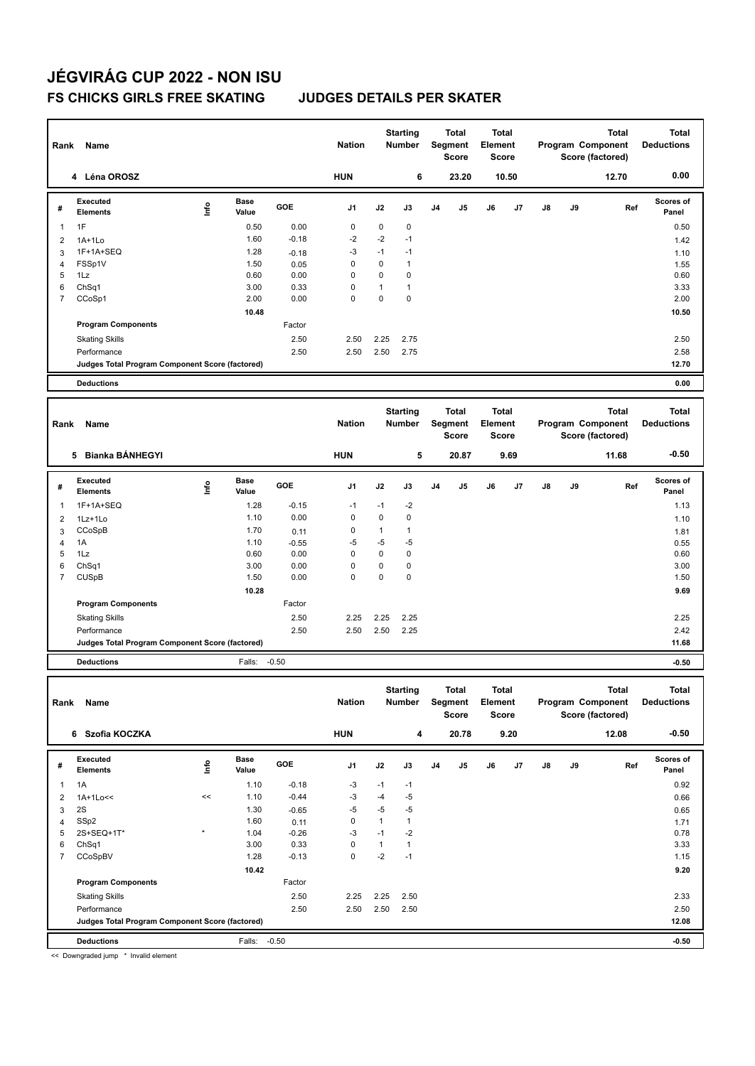# JÉGVIRÁG CUP 2022 - NON ISU

## FS CHICKS GIRLS FREE SKATING JUDGES DETAILS PER SKATER

| Rank | Name | Nation | Starting Number | Total Segment Score | Total Element Score | Total Program Component Score (factored) | Total Deductions |
|---|---|---|---|---|---|---|---|
| 4 | Léna OROSZ | HUN | 6 | 23.20 | 10.50 | 12.70 | 0.00 |

| # | Executed Elements | Info | Base Value | GOE | J1 | J2 | J3 | J4 | J5 | J6 | J7 | J8 | J9 | Ref | Scores of Panel |
|---|---|---|---|---|---|---|---|---|---|---|---|---|---|---|---|
| 1 | 1F | | 0.50 | 0.00 | 0 | 0 | 0 | | | | | | | | 0.50 |
| 2 | 1A+1Lo | | 1.60 | -0.18 | -2 | -2 | -1 | | | | | | | | 1.42 |
| 3 | 1F+1A+SEQ | | 1.28 | -0.18 | -3 | -1 | -1 | | | | | | | | 1.10 |
| 4 | FSSp1V | | 1.50 | 0.05 | 0 | 0 | 1 | | | | | | | | 1.55 |
| 5 | 1Lz | | 0.60 | 0.00 | 0 | 0 | 0 | | | | | | | | 0.60 |
| 6 | ChSq1 | | 3.00 | 0.33 | 0 | 1 | 1 | | | | | | | | 3.33 |
| 7 | CCoSp1 | | 2.00 | 0.00 | 0 | 0 | 0 | | | | | | | | 2.00 |
| | | | 10.48 | | | | | | | | | | | | 10.50 |
| | **Program Components** | | | Factor | | | | | | | | | | | |
| | Skating Skills | | | 2.50 | 2.50 | 2.25 | 2.75 | | | | | | | | 2.50 |
| | Performance | | | 2.50 | 2.50 | 2.50 | 2.75 | | | | | | | | 2.58 |
| | **Judges Total Program Component Score (factored)** | | | | | | | | | | | | | | 12.70 |
| | **Deductions** | | | | | | | | | | | | | | 0.00 |

| Rank | Name | Nation | Starting Number | Total Segment Score | Total Element Score | Total Program Component Score (factored) | Total Deductions |
|---|---|---|---|---|---|---|---|
| 5 | Bianka BÁNHEGYI | HUN | 5 | 20.87 | 9.69 | 11.68 | -0.50 |

| # | Executed Elements | Info | Base Value | GOE | J1 | J2 | J3 | J4 | J5 | J6 | J7 | J8 | J9 | Ref | Scores of Panel |
|---|---|---|---|---|---|---|---|---|---|---|---|---|---|---|---|
| 1 | 1F+1A+SEQ | | 1.28 | -0.15 | -1 | -1 | -2 | | | | | | | | 1.13 |
| 2 | 1Lz+1Lo | | 1.10 | 0.00 | 0 | 0 | 0 | | | | | | | | 1.10 |
| 3 | CCoSpB | | 1.70 | 0.11 | 0 | 1 | 1 | | | | | | | | 1.81 |
| 4 | 1A | | 1.10 | -0.55 | -5 | -5 | -5 | | | | | | | | 0.55 |
| 5 | 1Lz | | 0.60 | 0.00 | 0 | 0 | 0 | | | | | | | | 0.60 |
| 6 | ChSq1 | | 3.00 | 0.00 | 0 | 0 | 0 | | | | | | | | 3.00 |
| 7 | CUSpB | | 1.50 | 0.00 | 0 | 0 | 0 | | | | | | | | 1.50 |
| | | | 10.28 | | | | | | | | | | | | 9.69 |
| | **Program Components** | | | Factor | | | | | | | | | | | |
| | Skating Skills | | | 2.50 | 2.25 | 2.25 | 2.25 | | | | | | | | 2.25 |
| | Performance | | | 2.50 | 2.50 | 2.50 | 2.25 | | | | | | | | 2.42 |
| | **Judges Total Program Component Score (factored)** | | | | | | | | | | | | | | 11.68 |
| | **Deductions** | | Falls: -0.50 | | | | | | | | | | | | -0.50 |

| Rank | Name | Nation | Starting Number | Total Segment Score | Total Element Score | Total Program Component Score (factored) | Total Deductions |
|---|---|---|---|---|---|---|---|
| 6 | Szofia KOCZKA | HUN | 4 | 20.78 | 9.20 | 12.08 | -0.50 |

| # | Executed Elements | Info | Base Value | GOE | J1 | J2 | J3 | J4 | J5 | J6 | J7 | J8 | J9 | Ref | Scores of Panel |
|---|---|---|---|---|---|---|---|---|---|---|---|---|---|---|---|
| 1 | 1A | | 1.10 | -0.18 | -3 | -1 | -1 | | | | | | | | 0.92 |
| 2 | 1A+1Lo<< | << | 1.10 | -0.44 | -3 | -4 | -5 | | | | | | | | 0.66 |
| 3 | 2S | | 1.30 | -0.65 | -5 | -5 | -5 | | | | | | | | 0.65 |
| 4 | SSp2 | | 1.60 | 0.11 | 0 | 1 | 1 | | | | | | | | 1.71 |
| 5 | 2S+SEQ+1T* | * | 1.04 | -0.26 | -3 | -1 | -2 | | | | | | | | 0.78 |
| 6 | ChSq1 | | 3.00 | 0.33 | 0 | 1 | 1 | | | | | | | | 3.33 |
| 7 | CCoSpBV | | 1.28 | -0.13 | 0 | -2 | -1 | | | | | | | | 1.15 |
| | | | 10.42 | | | | | | | | | | | | 9.20 |
| | **Program Components** | | | Factor | | | | | | | | | | | |
| | Skating Skills | | | 2.50 | 2.25 | 2.25 | 2.50 | | | | | | | | 2.33 |
| | Performance | | | 2.50 | 2.50 | 2.50 | 2.50 | | | | | | | | 2.50 |
| | **Judges Total Program Component Score (factored)** | | | | | | | | | | | | | | 12.08 |
| | **Deductions** | | Falls: -0.50 | | | | | | | | | | | | -0.50 |

<< Downgraded jump * Invalid element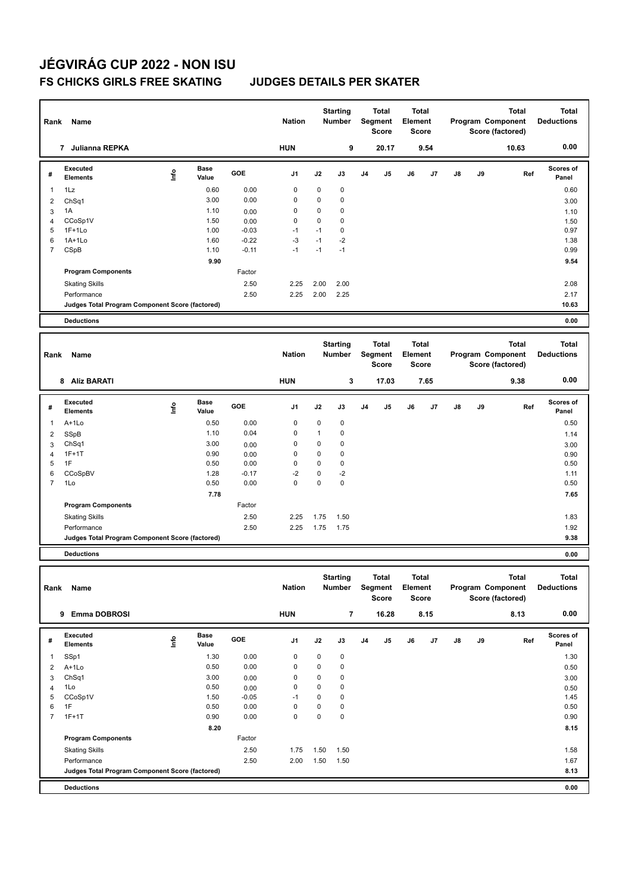# JÉGVIRÁG CUP 2022 - NON ISU

## FS CHICKS GIRLS FREE SKATING JUDGES DETAILS PER SKATER

| Rank | Name | Nation | Starting Number | Total Segment Score | Total Element Score | Total Program Component Score (factored) | Total Deductions |
|---|---|---|---|---|---|---|---|
| 7 | Julianna REPKA | HUN | 9 | 20.17 | 9.54 | 10.63 | 0.00 |

| # | Executed Elements | Info | Base Value | GOE | J1 | J2 | J3 | J4 | J5 | J6 | J7 | J8 | J9 | Ref | Scores of Panel |
|---|---|---|---|---|---|---|---|---|---|---|---|---|---|---|---|
| 1 | 1Lz | | 0.60 | 0.00 | 0 | 0 | 0 | | | | | | | | 0.60 |
| 2 | ChSq1 | | 3.00 | 0.00 | 0 | 0 | 0 | | | | | | | | 3.00 |
| 3 | 1A | | 1.10 | 0.00 | 0 | 0 | 0 | | | | | | | | 1.10 |
| 4 | CCoSp1V | | 1.50 | 0.00 | 0 | 0 | 0 | | | | | | | | 1.50 |
| 5 | 1F+1Lo | | 1.00 | -0.03 | -1 | -1 | 0 | | | | | | | | 0.97 |
| 6 | 1A+1Lo | | 1.60 | -0.22 | -3 | -1 | -2 | | | | | | | | 1.38 |
| 7 | CSpB | | 1.10 | -0.11 | -1 | -1 | -1 | | | | | | | | 0.99 |
| | | | 9.90 | | | | | | | | | | | | 9.54 |
| | **Program Components** | | | Factor | | | | | | | | | | | |
| | Skating Skills | | | 2.50 | 2.25 | 2.00 | 2.00 | | | | | | | | 2.08 |
| | Performance | | | 2.50 | 2.25 | 2.00 | 2.25 | | | | | | | | 2.17 |
| | **Judges Total Program Component Score (factored)** | | | | | | | | | | | | | | **10.63** |
| | **Deductions** | | | | | | | | | | | | | | **0.00** |

| Rank | Name | Nation | Starting Number | Total Segment Score | Total Element Score | Total Program Component Score (factored) | Total Deductions |
|---|---|---|---|---|---|---|---|
| 8 | Alíz BARATI | HUN | 3 | 17.03 | 7.65 | 9.38 | 0.00 |

| # | Executed Elements | Info | Base Value | GOE | J1 | J2 | J3 | J4 | J5 | J6 | J7 | J8 | J9 | Ref | Scores of Panel |
|---|---|---|---|---|---|---|---|---|---|---|---|---|---|---|---|
| 1 | A+1Lo | | 0.50 | 0.00 | 0 | 0 | 0 | | | | | | | | 0.50 |
| 2 | SSpB | | 1.10 | 0.04 | 0 | 1 | 0 | | | | | | | | 1.14 |
| 3 | ChSq1 | | 3.00 | 0.00 | 0 | 0 | 0 | | | | | | | | 3.00 |
| 4 | 1F+1T | | 0.90 | 0.00 | 0 | 0 | 0 | | | | | | | | 0.90 |
| 5 | 1F | | 0.50 | 0.00 | 0 | 0 | 0 | | | | | | | | 0.50 |
| 6 | CCoSpBV | | 1.28 | -0.17 | -2 | 0 | -2 | | | | | | | | 1.11 |
| 7 | 1Lo | | 0.50 | 0.00 | 0 | 0 | 0 | | | | | | | | 0.50 |
| | | | 7.78 | | | | | | | | | | | | 7.65 |
| | **Program Components** | | | Factor | | | | | | | | | | | |
| | Skating Skills | | | 2.50 | 2.25 | 1.75 | 1.50 | | | | | | | | 1.83 |
| | Performance | | | 2.50 | 2.25 | 1.75 | 1.75 | | | | | | | | 1.92 |
| | **Judges Total Program Component Score (factored)** | | | | | | | | | | | | | | **9.38** |
| | **Deductions** | | | | | | | | | | | | | | **0.00** |

| Rank | Name | Nation | Starting Number | Total Segment Score | Total Element Score | Total Program Component Score (factored) | Total Deductions |
|---|---|---|---|---|---|---|---|
| 9 | Emma DOBROSI | HUN | 7 | 16.28 | 8.15 | 8.13 | 0.00 |

| # | Executed Elements | Info | Base Value | GOE | J1 | J2 | J3 | J4 | J5 | J6 | J7 | J8 | J9 | Ref | Scores of Panel |
|---|---|---|---|---|---|---|---|---|---|---|---|---|---|---|---|
| 1 | SSp1 | | 1.30 | 0.00 | 0 | 0 | 0 | | | | | | | | 1.30 |
| 2 | A+1Lo | | 0.50 | 0.00 | 0 | 0 | 0 | | | | | | | | 0.50 |
| 3 | ChSq1 | | 3.00 | 0.00 | 0 | 0 | 0 | | | | | | | | 3.00 |
| 4 | 1Lo | | 0.50 | 0.00 | 0 | 0 | 0 | | | | | | | | 0.50 |
| 5 | CCoSp1V | | 1.50 | -0.05 | -1 | 0 | 0 | | | | | | | | 1.45 |
| 6 | 1F | | 0.50 | 0.00 | 0 | 0 | 0 | | | | | | | | 0.50 |
| 7 | 1F+1T | | 0.90 | 0.00 | 0 | 0 | 0 | | | | | | | | 0.90 |
| | | | 8.20 | | | | | | | | | | | | 8.15 |
| | **Program Components** | | | Factor | | | | | | | | | | | |
| | Skating Skills | | | 2.50 | 1.75 | 1.50 | 1.50 | | | | | | | | 1.58 |
| | Performance | | | 2.50 | 2.00 | 1.50 | 1.50 | | | | | | | | 1.67 |
| | **Judges Total Program Component Score (factored)** | | | | | | | | | | | | | | **8.13** |
| | **Deductions** | | | | | | | | | | | | | | **0.00** |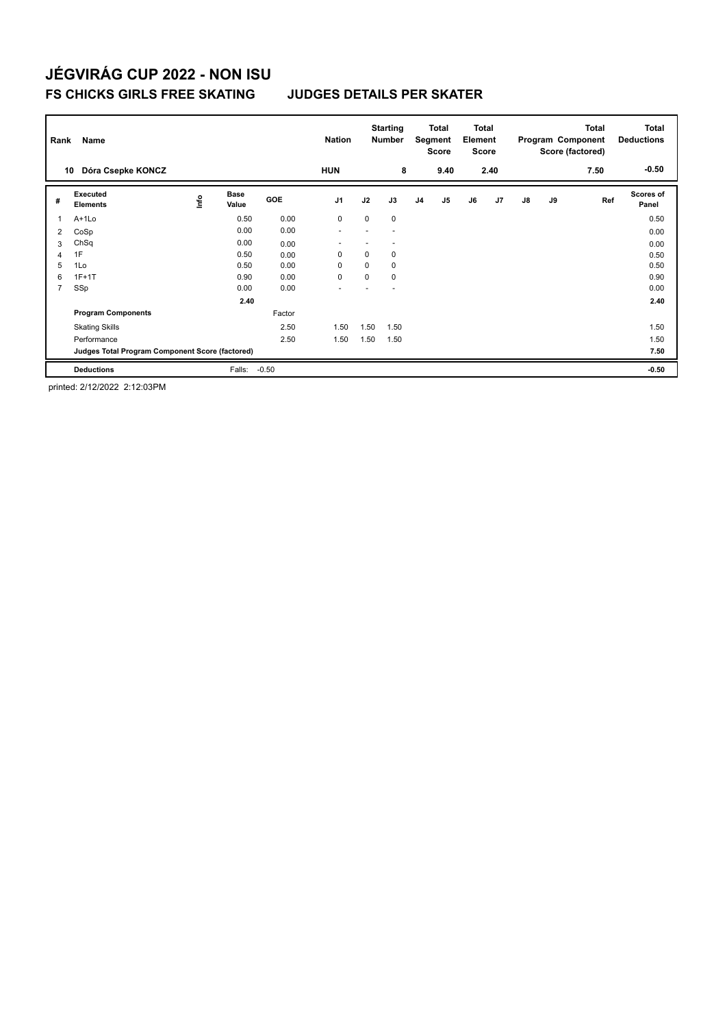# JÉGVIRÁG CUP 2022 - NON ISU

## FS CHICKS GIRLS FREE SKATING　　JUDGES DETAILS PER SKATER

| Rank | Name | Nation | Starting Number | Total Segment Score | Total Element Score | Total Program Component Score (factored) | Total Deductions |
|---|---|---|---|---|---|---|---|
| 10 | Dóra Csepke KONCZ | HUN | 8 | 9.40 | 2.40 | 7.50 | -0.50 |

| # | Executed Elements | Info | Base Value | GOE | J1 | J2 | J3 | J4 | J5 | J6 | J7 | J8 | J9 | Ref | Scores of Panel |
|---|---|---|---|---|---|---|---|---|---|---|---|---|---|---|---|
| 1 | A+1Lo | | 0.50 | 0.00 | 0 | 0 | 0 | | | | | | | | 0.50 |
| 2 | CoSp | | 0.00 | 0.00 | - | - | - | | | | | | | | 0.00 |
| 3 | ChSq | | 0.00 | 0.00 | - | - | - | | | | | | | | 0.00 |
| 4 | 1F | | 0.50 | 0.00 | 0 | 0 | 0 | | | | | | | | 0.50 |
| 5 | 1Lo | | 0.50 | 0.00 | 0 | 0 | 0 | | | | | | | | 0.50 |
| 6 | 1F+1T | | 0.90 | 0.00 | 0 | 0 | 0 | | | | | | | | 0.90 |
| 7 | SSp | | 0.00 | 0.00 | - | - | - | | | | | | | | 0.00 |
| | | | 2.40 | | | | | | | | | | | | 2.40 |
| | Program Components | | | Factor | | | | | | | | | | | |
| | Skating Skills | | | 2.50 | 1.50 | 1.50 | 1.50 | | | | | | | | 1.50 |
| | Performance | | | 2.50 | 1.50 | 1.50 | 1.50 | | | | | | | | 1.50 |
| | Judges Total Program Component Score (factored) | | | | | | | | | | | | | | 7.50 |
| | Deductions | | Falls: | -0.50 | | | | | | | | | | | -0.50 |

printed: 2/12/2022 2:12:03PM